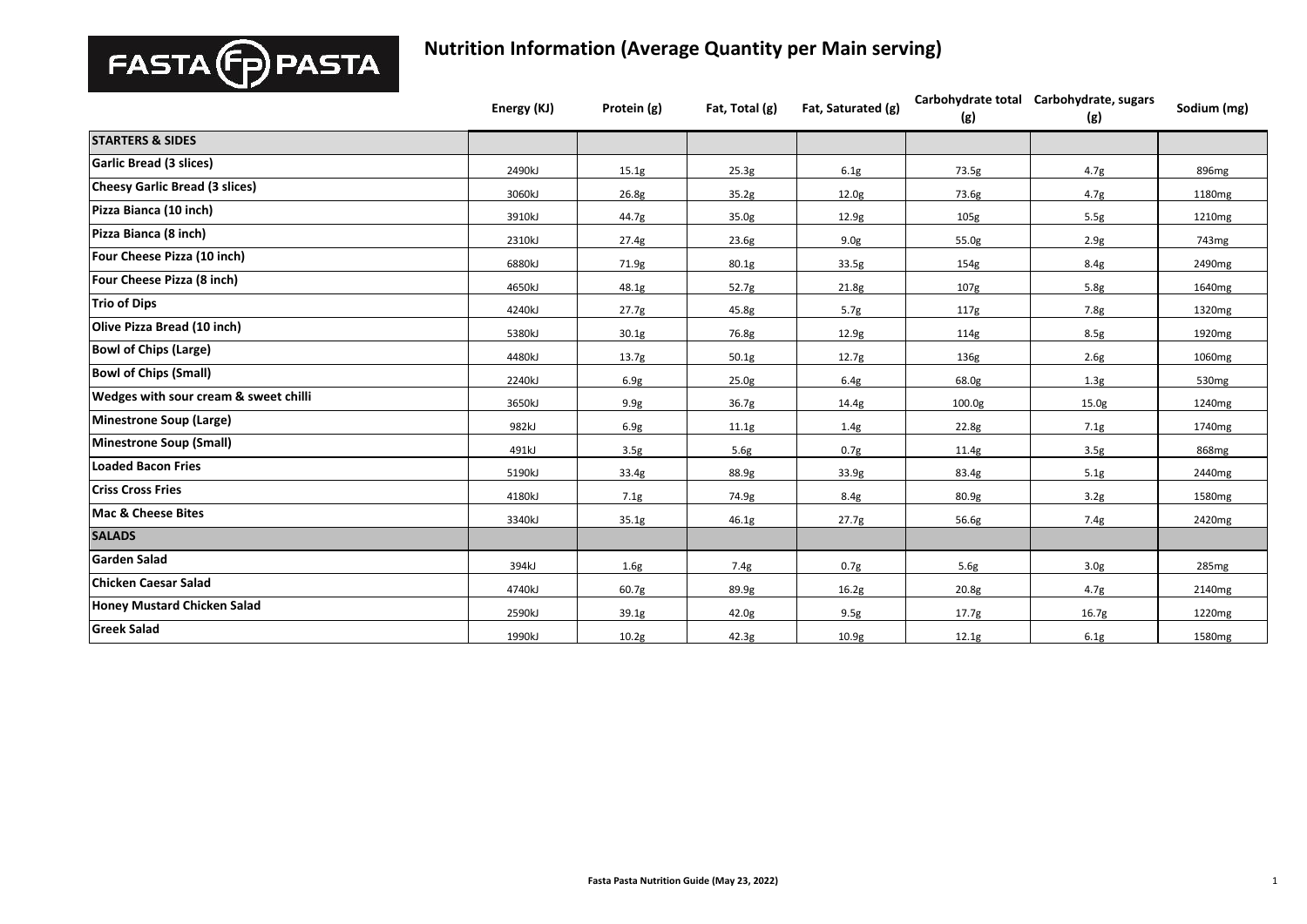FASTA PASTA

# Nutrition Information (Average Quantity per Main serving)

| | Energy (KJ) | Protein (g) | Fat, Total (g) | Fat, Saturated (g) | Carbohydrate total (g) | Carbohydrate, sugars (g) | Sodium (mg) |
|---|---|---|---|---|---|---|---|
| **STARTERS & SIDES** | | | | | | | |
| **Garlic Bread (3 slices)** | 2490kJ | 15.1g | 25.3g | 6.1g | 73.5g | 4.7g | 896mg |
| **Cheesy Garlic Bread (3 slices)** | 3060kJ | 26.8g | 35.2g | 12.0g | 73.6g | 4.7g | 1180mg |
| **Pizza Bianca (10 inch)** | 3910kJ | 44.7g | 35.0g | 12.9g | 105g | 5.5g | 1210mg |
| **Pizza Bianca (8 inch)** | 2310kJ | 27.4g | 23.6g | 9.0g | 55.0g | 2.9g | 743mg |
| **Four Cheese Pizza (10 inch)** | 6880kJ | 71.9g | 80.1g | 33.5g | 154g | 8.4g | 2490mg |
| **Four Cheese Pizza (8 inch)** | 4650kJ | 48.1g | 52.7g | 21.8g | 107g | 5.8g | 1640mg |
| **Trio of Dips** | 4240kJ | 27.7g | 45.8g | 5.7g | 117g | 7.8g | 1320mg |
| **Olive Pizza Bread (10 inch)** | 5380kJ | 30.1g | 76.8g | 12.9g | 114g | 8.5g | 1920mg |
| **Bowl of Chips (Large)** | 4480kJ | 13.7g | 50.1g | 12.7g | 136g | 2.6g | 1060mg |
| **Bowl of Chips (Small)** | 2240kJ | 6.9g | 25.0g | 6.4g | 68.0g | 1.3g | 530mg |
| **Wedges with sour cream & sweet chilli** | 3650kJ | 9.9g | 36.7g | 14.4g | 100.0g | 15.0g | 1240mg |
| **Minestrone Soup (Large)** | 982kJ | 6.9g | 11.1g | 1.4g | 22.8g | 7.1g | 1740mg |
| **Minestrone Soup (Small)** | 491kJ | 3.5g | 5.6g | 0.7g | 11.4g | 3.5g | 868mg |
| **Loaded Bacon Fries** | 5190kJ | 33.4g | 88.9g | 33.9g | 83.4g | 5.1g | 2440mg |
| **Criss Cross Fries** | 4180kJ | 7.1g | 74.9g | 8.4g | 80.9g | 3.2g | 1580mg |
| **Mac & Cheese Bites** | 3340kJ | 35.1g | 46.1g | 27.7g | 56.6g | 7.4g | 2420mg |
| **SALADS** | | | | | | | |
| **Garden Salad** | 394kJ | 1.6g | 7.4g | 0.7g | 5.6g | 3.0g | 285mg |
| **Chicken Caesar Salad** | 4740kJ | 60.7g | 89.9g | 16.2g | 20.8g | 4.7g | 2140mg |
| **Honey Mustard Chicken Salad** | 2590kJ | 39.1g | 42.0g | 9.5g | 17.7g | 16.7g | 1220mg |
| **Greek Salad** | 1990kJ | 10.2g | 42.3g | 10.9g | 12.1g | 6.1g | 1580mg |

**Fasta Pasta Nutrition Guide (May 23, 2022)**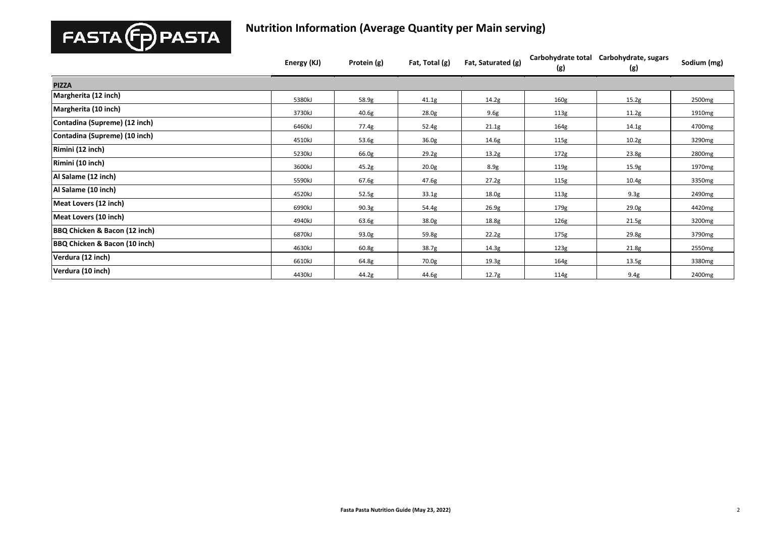FASTA PASTA

## Nutrition Information (Average Quantity per Main serving)

| | Energy (KJ) | Protein (g) | Fat, Total (g) | Fat, Saturated (g) | Carbohydrate total (g) | Carbohydrate, sugars (g) | Sodium (mg) |
|---|---|---|---|---|---|---|---|
| **PIZZA** | | | | | | | |
| **Margherita (12 inch)** | 5380kJ | 58.9g | 41.1g | 14.2g | 160g | 15.2g | 2500mg |
| **Margherita (10 inch)** | 3730kJ | 40.6g | 28.0g | 9.6g | 113g | 11.2g | 1910mg |
| **Contadina (Supreme) (12 inch)** | 6460kJ | 77.4g | 52.4g | 21.1g | 164g | 14.1g | 4700mg |
| **Contadina (Supreme) (10 inch)** | 4510kJ | 53.6g | 36.0g | 14.6g | 115g | 10.2g | 3290mg |
| **Rimini (12 inch)** | 5230kJ | 66.0g | 29.2g | 13.2g | 172g | 23.8g | 2800mg |
| **Rimini (10 inch)** | 3600kJ | 45.2g | 20.0g | 8.9g | 119g | 15.9g | 1970mg |
| **Al Salame (12 inch)** | 5590kJ | 67.6g | 47.6g | 27.2g | 115g | 10.4g | 3350mg |
| **Al Salame (10 inch)** | 4520kJ | 52.5g | 33.1g | 18.0g | 113g | 9.3g | 2490mg |
| **Meat Lovers (12 inch)** | 6990kJ | 90.3g | 54.4g | 26.9g | 179g | 29.0g | 4420mg |
| **Meat Lovers (10 inch)** | 4940kJ | 63.6g | 38.0g | 18.8g | 126g | 21.5g | 3200mg |
| **BBQ Chicken & Bacon (12 inch)** | 6870kJ | 93.0g | 59.8g | 22.2g | 175g | 29.8g | 3790mg |
| **BBQ Chicken & Bacon (10 inch)** | 4630kJ | 60.8g | 38.7g | 14.3g | 123g | 21.8g | 2550mg |
| **Verdura (12 inch)** | 6610kJ | 64.8g | 70.0g | 19.3g | 164g | 13.5g | 3380mg |
| **Verdura (10 inch)** | 4430kJ | 44.2g | 44.6g | 12.7g | 114g | 9.4g | 2400mg |

**Fasta Pasta Nutrition Guide (May 23, 2022)**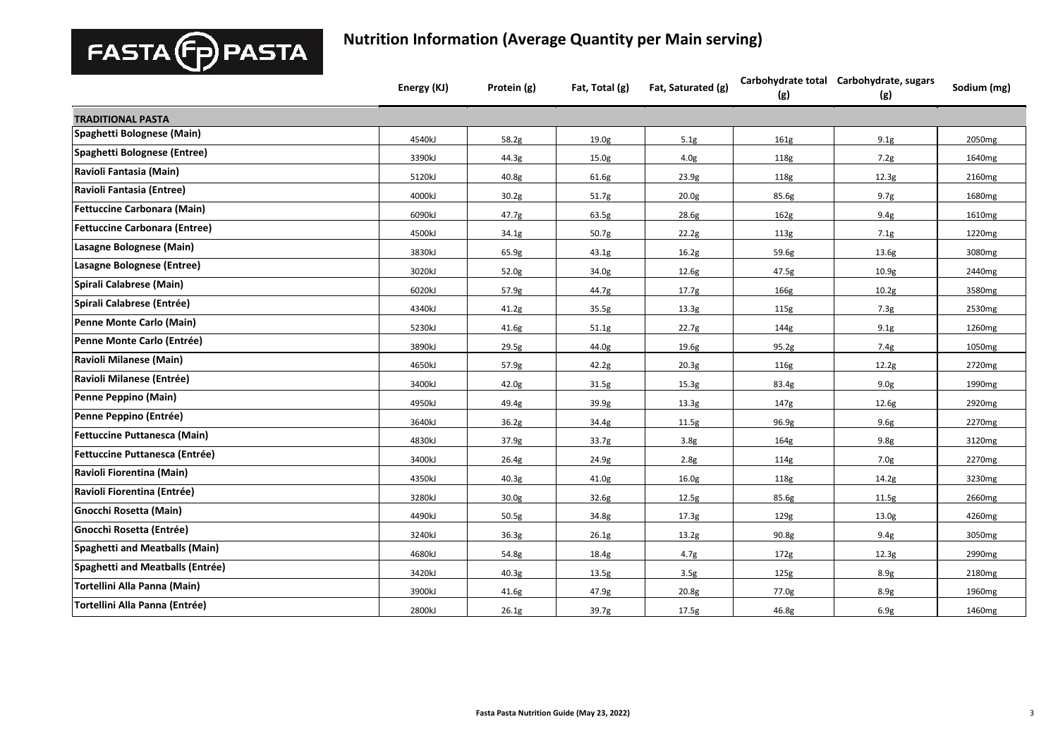FASTA PASTA

# Nutrition Information (Average Quantity per Main serving)

| | Energy (KJ) | Protein (g) | Fat, Total (g) | Fat, Saturated (g) | Carbohydrate total (g) | Carbohydrate, sugars (g) | Sodium (mg) |
|---|---|---|---|---|---|---|---|
| **TRADITIONAL PASTA** | | | | | | | |
| **Spaghetti Bolognese (Main)** | 4540kJ | 58.2g | 19.0g | 5.1g | 161g | 9.1g | 2050mg |
| **Spaghetti Bolognese (Entree)** | 3390kJ | 44.3g | 15.0g | 4.0g | 118g | 7.2g | 1640mg |
| **Ravioli Fantasia (Main)** | 5120kJ | 40.8g | 61.6g | 23.9g | 118g | 12.3g | 2160mg |
| **Ravioli Fantasia (Entree)** | 4000kJ | 30.2g | 51.7g | 20.0g | 85.6g | 9.7g | 1680mg |
| **Fettuccine Carbonara (Main)** | 6090kJ | 47.7g | 63.5g | 28.6g | 162g | 9.4g | 1610mg |
| **Fettuccine Carbonara (Entree)** | 4500kJ | 34.1g | 50.7g | 22.2g | 113g | 7.1g | 1220mg |
| **Lasagne Bolognese (Main)** | 3830kJ | 65.9g | 43.1g | 16.2g | 59.6g | 13.6g | 3080mg |
| **Lasagne Bolognese (Entree)** | 3020kJ | 52.0g | 34.0g | 12.6g | 47.5g | 10.9g | 2440mg |
| **Spirali Calabrese (Main)** | 6020kJ | 57.9g | 44.7g | 17.7g | 166g | 10.2g | 3580mg |
| **Spirali Calabrese (Entrée)** | 4340kJ | 41.2g | 35.5g | 13.3g | 115g | 7.3g | 2530mg |
| **Penne Monte Carlo (Main)** | 5230kJ | 41.6g | 51.1g | 22.7g | 144g | 9.1g | 1260mg |
| **Penne Monte Carlo (Entrée)** | 3890kJ | 29.5g | 44.0g | 19.6g | 95.2g | 7.4g | 1050mg |
| **Ravioli Milanese (Main)** | 4650kJ | 57.9g | 42.2g | 20.3g | 116g | 12.2g | 2720mg |
| **Ravioli Milanese (Entrée)** | 3400kJ | 42.0g | 31.5g | 15.3g | 83.4g | 9.0g | 1990mg |
| **Penne Peppino (Main)** | 4950kJ | 49.4g | 39.9g | 13.3g | 147g | 12.6g | 2920mg |
| **Penne Peppino (Entrée)** | 3640kJ | 36.2g | 34.4g | 11.5g | 96.9g | 9.6g | 2270mg |
| **Fettuccine Puttanesca (Main)** | 4830kJ | 37.9g | 33.7g | 3.8g | 164g | 9.8g | 3120mg |
| **Fettuccine Puttanesca (Entrée)** | 3400kJ | 26.4g | 24.9g | 2.8g | 114g | 7.0g | 2270mg |
| **Ravioli Fiorentina (Main)** | 4350kJ | 40.3g | 41.0g | 16.0g | 118g | 14.2g | 3230mg |
| **Ravioli Fiorentina (Entrée)** | 3280kJ | 30.0g | 32.6g | 12.5g | 85.6g | 11.5g | 2660mg |
| **Gnocchi Rosetta (Main)** | 4490kJ | 50.5g | 34.8g | 17.3g | 129g | 13.0g | 4260mg |
| **Gnocchi Rosetta (Entrée)** | 3240kJ | 36.3g | 26.1g | 13.2g | 90.8g | 9.4g | 3050mg |
| **Spaghetti and Meatballs (Main)** | 4680kJ | 54.8g | 18.4g | 4.7g | 172g | 12.3g | 2990mg |
| **Spaghetti and Meatballs (Entrée)** | 3420kJ | 40.3g | 13.5g | 3.5g | 125g | 8.9g | 2180mg |
| **Tortellini Alla Panna (Main)** | 3900kJ | 41.6g | 47.9g | 20.8g | 77.0g | 8.9g | 1960mg |
| **Tortellini Alla Panna (Entrée)** | 2800kJ | 26.1g | 39.7g | 17.5g | 46.8g | 6.9g | 1460mg |

**Fasta Pasta Nutrition Guide (May 23, 2022)**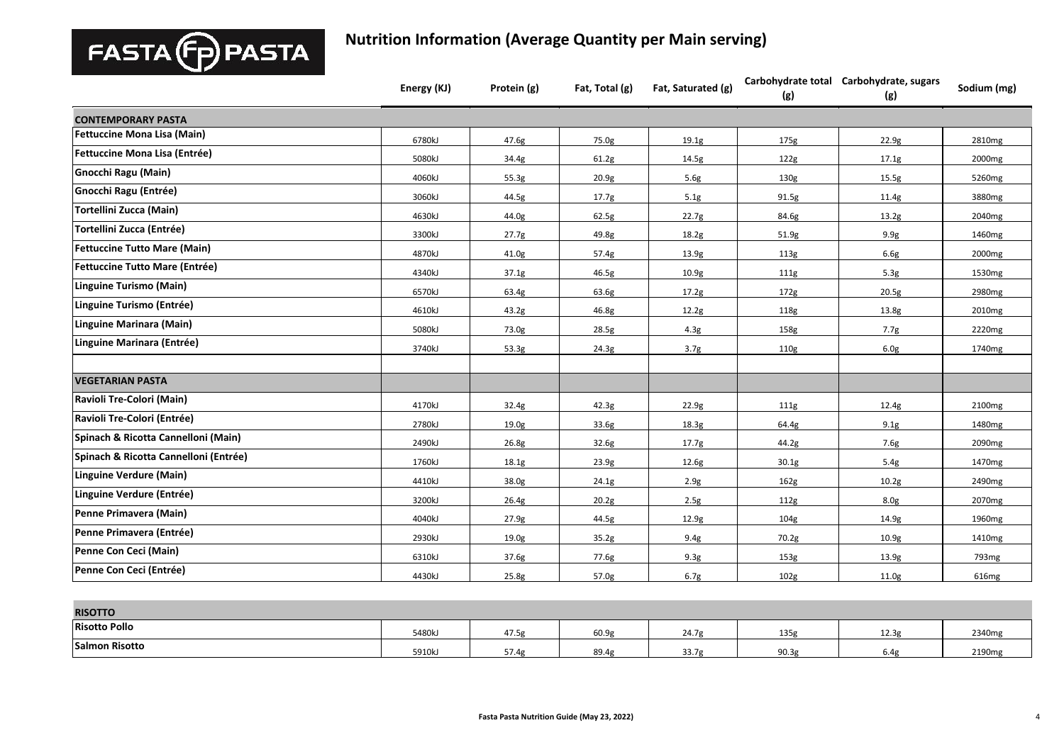# Nutrition Information (Average Quantity per Main serving)

| | Energy (KJ) | Protein (g) | Fat, Total (g) | Fat, Saturated (g) | Carbohydrate total (g) | Carbohydrate, sugars (g) | Sodium (mg) |
|---|---|---|---|---|---|---|---|
| **CONTEMPORARY PASTA** | | | | | | | |
| **Fettuccine Mona Lisa (Main)** | 6780kJ | 47.6g | 75.0g | 19.1g | 175g | 22.9g | 2810mg |
| **Fettuccine Mona Lisa (Entrée)** | 5080kJ | 34.4g | 61.2g | 14.5g | 122g | 17.1g | 2000mg |
| **Gnocchi Ragu (Main)** | 4060kJ | 55.3g | 20.9g | 5.6g | 130g | 15.5g | 5260mg |
| **Gnocchi Ragu (Entrée)** | 3060kJ | 44.5g | 17.7g | 5.1g | 91.5g | 11.4g | 3880mg |
| **Tortellini Zucca (Main)** | 4630kJ | 44.0g | 62.5g | 22.7g | 84.6g | 13.2g | 2040mg |
| **Tortellini Zucca (Entrée)** | 3300kJ | 27.7g | 49.8g | 18.2g | 51.9g | 9.9g | 1460mg |
| **Fettuccine Tutto Mare (Main)** | 4870kJ | 41.0g | 57.4g | 13.9g | 113g | 6.6g | 2000mg |
| **Fettuccine Tutto Mare (Entrée)** | 4340kJ | 37.1g | 46.5g | 10.9g | 111g | 5.3g | 1530mg |
| **Linguine Turismo (Main)** | 6570kJ | 63.4g | 63.6g | 17.2g | 172g | 20.5g | 2980mg |
| **Linguine Turismo (Entrée)** | 4610kJ | 43.2g | 46.8g | 12.2g | 118g | 13.8g | 2010mg |
| **Linguine Marinara (Main)** | 5080kJ | 73.0g | 28.5g | 4.3g | 158g | 7.7g | 2220mg |
| **Linguine Marinara (Entrée)** | 3740kJ | 53.3g | 24.3g | 3.7g | 110g | 6.0g | 1740mg |
| | | | | | | | |
| **VEGETARIAN PASTA** | | | | | | | |
| **Ravioli Tre-Colori (Main)** | 4170kJ | 32.4g | 42.3g | 22.9g | 111g | 12.4g | 2100mg |
| **Ravioli Tre-Colori (Entrée)** | 2780kJ | 19.0g | 33.6g | 18.3g | 64.4g | 9.1g | 1480mg |
| **Spinach & Ricotta Cannelloni (Main)** | 2490kJ | 26.8g | 32.6g | 17.7g | 44.2g | 7.6g | 2090mg |
| **Spinach & Ricotta Cannelloni (Entrée)** | 1760kJ | 18.1g | 23.9g | 12.6g | 30.1g | 5.4g | 1470mg |
| **Linguine Verdure (Main)** | 4410kJ | 38.0g | 24.1g | 2.9g | 162g | 10.2g | 2490mg |
| **Linguine Verdure (Entrée)** | 3200kJ | 26.4g | 20.2g | 2.5g | 112g | 8.0g | 2070mg |
| **Penne Primavera (Main)** | 4040kJ | 27.9g | 44.5g | 12.9g | 104g | 14.9g | 1960mg |
| **Penne Primavera (Entrée)** | 2930kJ | 19.0g | 35.2g | 9.4g | 70.2g | 10.9g | 1410mg |
| **Penne Con Ceci (Main)** | 6310kJ | 37.6g | 77.6g | 9.3g | 153g | 13.9g | 793mg |
| **Penne Con Ceci (Entrée)** | 4430kJ | 25.8g | 57.0g | 6.7g | 102g | 11.0g | 616mg |

| **RISOTTO** | | | | | | | |
|---|---|---|---|---|---|---|---|
| **Risotto Pollo** | 5480kJ | 47.5g | 60.9g | 24.7g | 135g | 12.3g | 2340mg |
| **Salmon Risotto** | 5910kJ | 57.4g | 89.4g | 33.7g | 90.3g | 6.4g | 2190mg |

**Fasta Pasta Nutrition Guide (May 23, 2022)**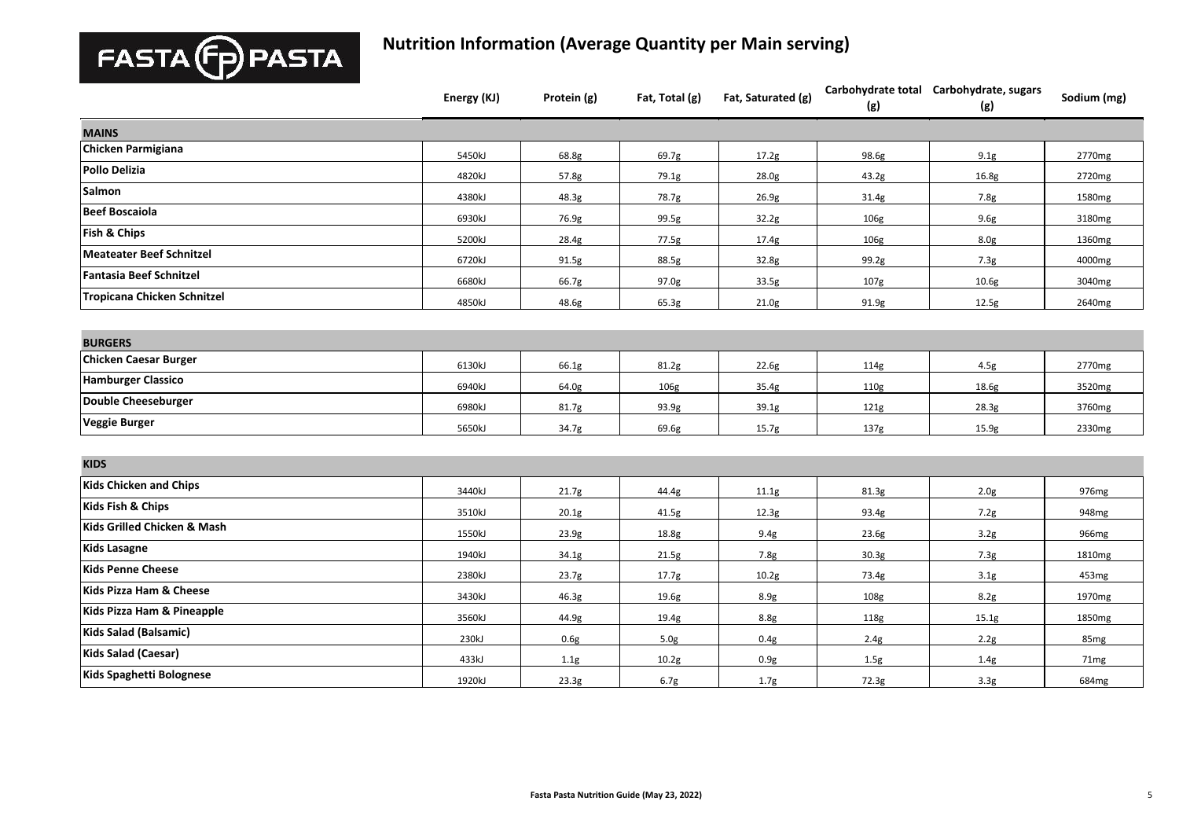FASTA PASTA

# Nutrition Information (Average Quantity per Main serving)

| | Energy (KJ) | Protein (g) | Fat, Total (g) | Fat, Saturated (g) | Carbohydrate total (g) | Carbohydrate, sugars (g) | Sodium (mg) |
|---|---|---|---|---|---|---|---|
| **MAINS** | | | | | | | |
| **Chicken Parmigiana** | 5450kJ | 68.8g | 69.7g | 17.2g | 98.6g | 9.1g | 2770mg |
| **Pollo Delizia** | 4820kJ | 57.8g | 79.1g | 28.0g | 43.2g | 16.8g | 2720mg |
| **Salmon** | 4380kJ | 48.3g | 78.7g | 26.9g | 31.4g | 7.8g | 1580mg |
| **Beef Boscaiola** | 6930kJ | 76.9g | 99.5g | 32.2g | 106g | 9.6g | 3180mg |
| **Fish & Chips** | 5200kJ | 28.4g | 77.5g | 17.4g | 106g | 8.0g | 1360mg |
| **Meateater Beef Schnitzel** | 6720kJ | 91.5g | 88.5g | 32.8g | 99.2g | 7.3g | 4000mg |
| **Fantasia Beef Schnitzel** | 6680kJ | 66.7g | 97.0g | 33.5g | 107g | 10.6g | 3040mg |
| **Tropicana Chicken Schnitzel** | 4850kJ | 48.6g | 65.3g | 21.0g | 91.9g | 12.5g | 2640mg |
| **BURGERS** | | | | | | | |
| **Chicken Caesar Burger** | 6130kJ | 66.1g | 81.2g | 22.6g | 114g | 4.5g | 2770mg |
| **Hamburger Classico** | 6940kJ | 64.0g | 106g | 35.4g | 110g | 18.6g | 3520mg |
| **Double Cheeseburger** | 6980kJ | 81.7g | 93.9g | 39.1g | 121g | 28.3g | 3760mg |
| **Veggie Burger** | 5650kJ | 34.7g | 69.6g | 15.7g | 137g | 15.9g | 2330mg |
| **KIDS** | | | | | | | |
| **Kids Chicken and Chips** | 3440kJ | 21.7g | 44.4g | 11.1g | 81.3g | 2.0g | 976mg |
| **Kids Fish & Chips** | 3510kJ | 20.1g | 41.5g | 12.3g | 93.4g | 7.2g | 948mg |
| **Kids Grilled Chicken & Mash** | 1550kJ | 23.9g | 18.8g | 9.4g | 23.6g | 3.2g | 966mg |
| **Kids Lasagne** | 1940kJ | 34.1g | 21.5g | 7.8g | 30.3g | 7.3g | 1810mg |
| **Kids Penne Cheese** | 2380kJ | 23.7g | 17.7g | 10.2g | 73.4g | 3.1g | 453mg |
| **Kids Pizza Ham & Cheese** | 3430kJ | 46.3g | 19.6g | 8.9g | 108g | 8.2g | 1970mg |
| **Kids Pizza Ham & Pineapple** | 3560kJ | 44.9g | 19.4g | 8.8g | 118g | 15.1g | 1850mg |
| **Kids Salad (Balsamic)** | 230kJ | 0.6g | 5.0g | 0.4g | 2.4g | 2.2g | 85mg |
| **Kids Salad (Caesar)** | 433kJ | 1.1g | 10.2g | 0.9g | 1.5g | 1.4g | 71mg |
| **Kids Spaghetti Bolognese** | 1920kJ | 23.3g | 6.7g | 1.7g | 72.3g | 3.3g | 684mg |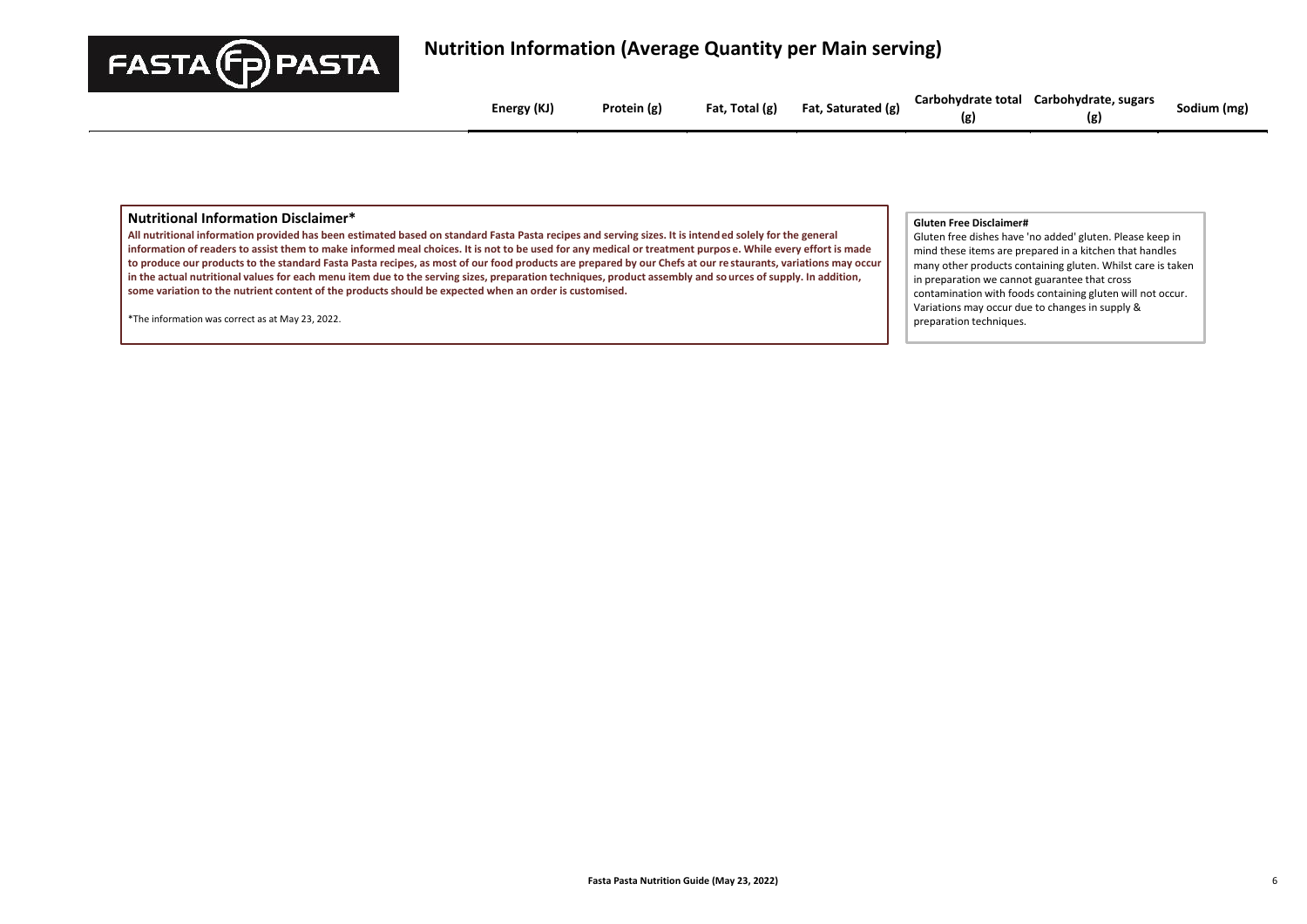## Nutrition Information (Average Quantity per Main serving)

| | Energy (KJ) | Protein (g) | Fat, Total (g) | Fat, Saturated (g) | Carbohydrate total (g) | Carbohydrate, sugars (g) | Sodium (mg) |
|---|---|---|---|---|---|---|---|

### Nutritional Information Disclaimer*

**All nutritional information provided has been estimated based on standard Fasta Pasta recipes and serving sizes. It is intended solely for the general information of readers to assist them to make informed meal choices. It is not to be used for any medical or treatment purpose. While every effort is made to produce our products to the standard Fasta Pasta recipes, as most of our food products are prepared by our Chefs at our restaurants, variations may occur in the actual nutritional values for each menu item due to the serving sizes, preparation techniques, product assembly and sources of supply. In addition, some variation to the nutrient content of the products should be expected when an order is customised.**

*The information was correct as at May 23, 2022.

**Gluten Free Disclaimer#**

Gluten free dishes have 'no added' gluten. Please keep in mind these items are prepared in a kitchen that handles many other products containing gluten. Whilst care is taken in preparation we cannot guarantee that cross contamination with foods containing gluten will not occur. Variations may occur due to changes in supply & preparation techniques.